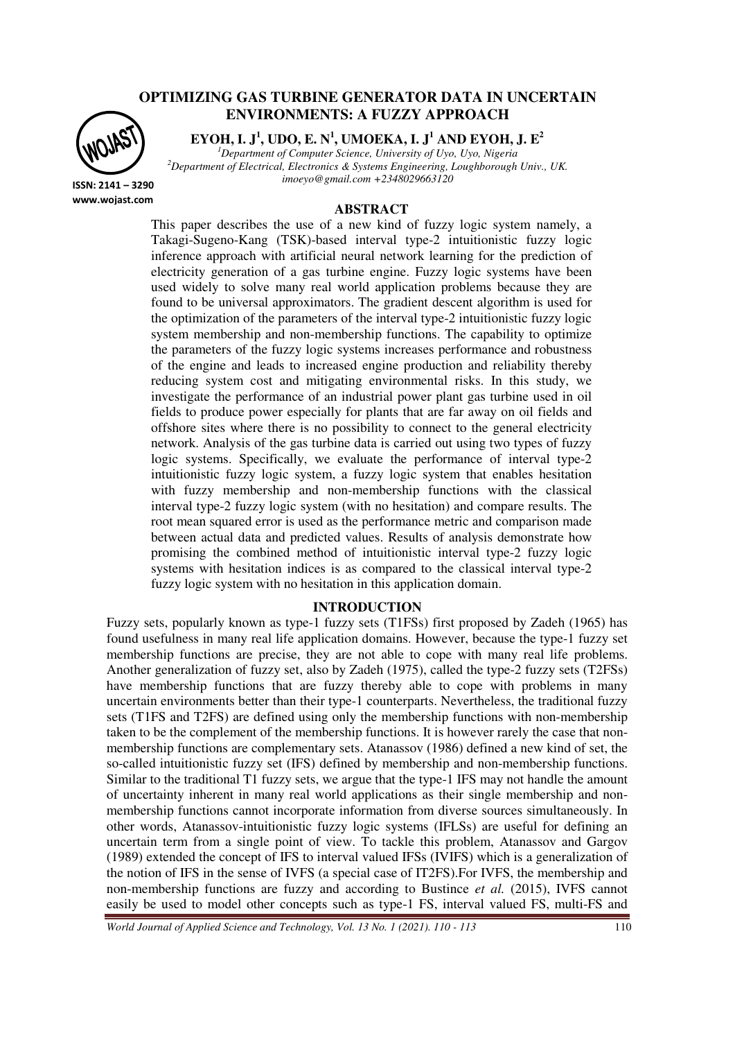# OPTIMIZING GAS TURBINE GENERATOR DATA IN UNCERTAIN ENVIRONMENTS: A FUZZY APPROACH

**EYOH, I. J[1], UDO, E. N[1], UMOEKA, I. J[1] AND EYOH, J. E[2]**

[1]Department of Computer Science, University of Uyo, Uyo, Nigeria
[2]Department of Electrical, Electronics & Systems Engineering, Loughborough Univ., UK.
imoeyo@gmail.com +2348029663120

ISSN: 2141 – 3290
www.wojast.com

## ABSTRACT

This paper describes the use of a new kind of fuzzy logic system namely, a Takagi-Sugeno-Kang (TSK)-based interval type-2 intuitionistic fuzzy logic inference approach with artificial neural network learning for the prediction of electricity generation of a gas turbine engine. Fuzzy logic systems have been used widely to solve many real world application problems because they are found to be universal approximators. The gradient descent algorithm is used for the optimization of the parameters of the interval type-2 intuitionistic fuzzy logic system membership and non-membership functions. The capability to optimize the parameters of the fuzzy logic systems increases performance and robustness of the engine and leads to increased engine production and reliability thereby reducing system cost and mitigating environmental risks. In this study, we investigate the performance of an industrial power plant gas turbine used in oil fields to produce power especially for plants that are far away on oil fields and offshore sites where there is no possibility to connect to the general electricity network. Analysis of the gas turbine data is carried out using two types of fuzzy logic systems. Specifically, we evaluate the performance of interval type-2 intuitionistic fuzzy logic system, a fuzzy logic system that enables hesitation with fuzzy membership and non-membership functions with the classical interval type-2 fuzzy logic system (with no hesitation) and compare results. The root mean squared error is used as the performance metric and comparison made between actual data and predicted values. Results of analysis demonstrate how promising the combined method of intuitionistic interval type-2 fuzzy logic systems with hesitation indices is as compared to the classical interval type-2 fuzzy logic system with no hesitation in this application domain.

## INTRODUCTION

Fuzzy sets, popularly known as type-1 fuzzy sets (T1FSs) first proposed by Zadeh (1965) has found usefulness in many real life application domains. However, because the type-1 fuzzy set membership functions are precise, they are not able to cope with many real life problems. Another generalization of fuzzy set, also by Zadeh (1975), called the type-2 fuzzy sets (T2FSs) have membership functions that are fuzzy thereby able to cope with problems in many uncertain environments better than their type-1 counterparts. Nevertheless, the traditional fuzzy sets (T1FS and T2FS) are defined using only the membership functions with non-membership taken to be the complement of the membership functions. It is however rarely the case that non-membership functions are complementary sets. Atanassov (1986) defined a new kind of set, the so-called intuitionistic fuzzy set (IFS) defined by membership and non-membership functions. Similar to the traditional T1 fuzzy sets, we argue that the type-1 IFS may not handle the amount of uncertainty inherent in many real world applications as their single membership and non-membership functions cannot incorporate information from diverse sources simultaneously. In other words, Atanassov-intuitionistic fuzzy logic systems (IFLSs) are useful for defining an uncertain term from a single point of view. To tackle this problem, Atanassov and Gargov (1989) extended the concept of IFS to interval valued IFSs (IVIFS) which is a generalization of the notion of IFS in the sense of IVFS (a special case of IT2FS).For IVFS, the membership and non-membership functions are fuzzy and according to Bustince *et al.* (2015), IVFS cannot easily be used to model other concepts such as type-1 FS, interval valued FS, multi-FS and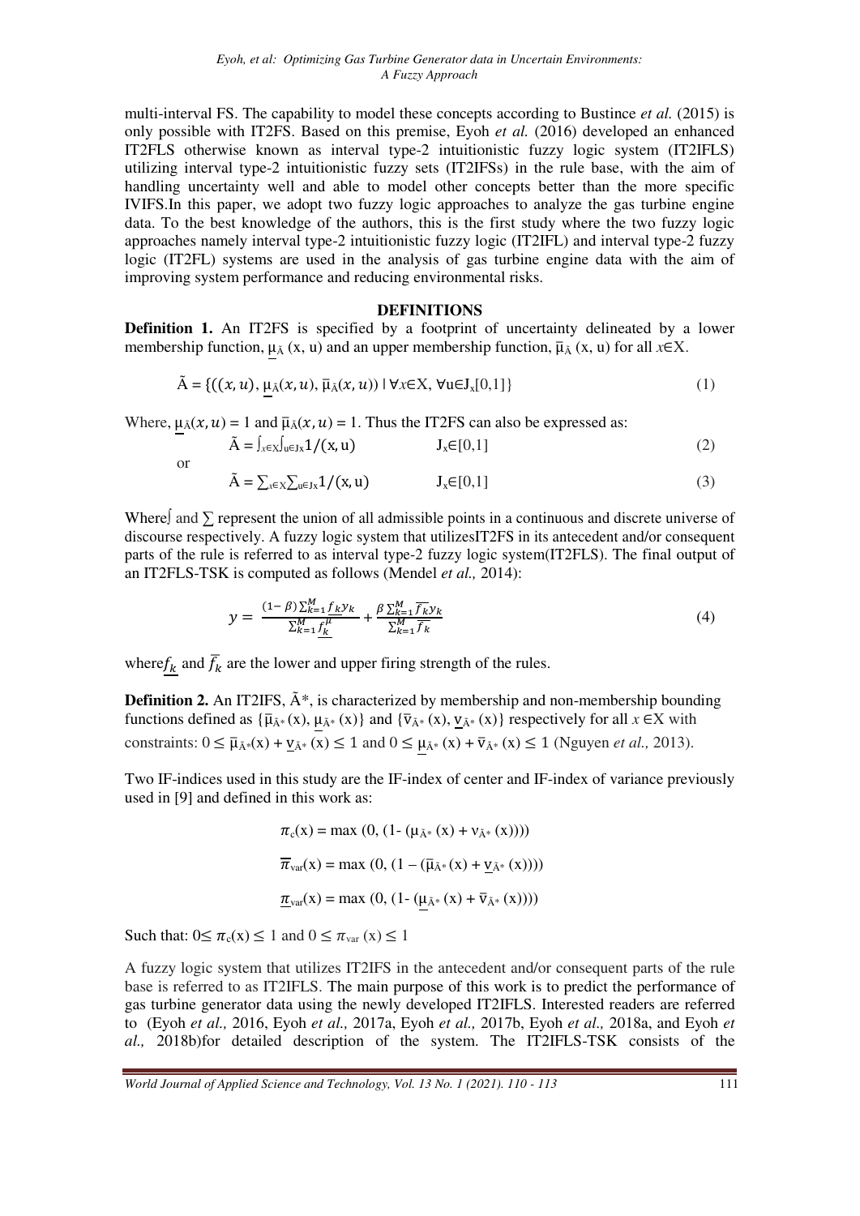multi-interval FS. The capability to model these concepts according to Bustince *et al.* (2015) is only possible with IT2FS. Based on this premise, Eyoh *et al.* (2016) developed an enhanced IT2FLS otherwise known as interval type-2 intuitionistic fuzzy logic system (IT2IFLS) utilizing interval type-2 intuitionistic fuzzy sets (IT2IFSs) in the rule base, with the aim of handling uncertainty well and able to model other concepts better than the more specific IVIFS.In this paper, we adopt two fuzzy logic approaches to analyze the gas turbine engine data. To the best knowledge of the authors, this is the first study where the two fuzzy logic approaches namely interval type-2 intuitionistic fuzzy logic (IT2IFL) and interval type-2 fuzzy logic (IT2FL) systems are used in the analysis of gas turbine engine data with the aim of improving system performance and reducing environmental risks.

## DEFINITIONS

**Definition 1.** An IT2FS is specified by a footprint of uncertainty delineated by a lower membership function, $\underline{\mu}_{\tilde{A}}(x, u)$ and an upper membership function, $\overline{\mu}_{\tilde{A}}(x, u)$ for all $x \in X$.

$$\tilde{A} = \{((x, u), \underline{\mu}_{\tilde{A}}(x, u), \overline{\mu}_{\tilde{A}}(x, u)) \mid \forall x \in X, \forall u \in J_x[0,1]\} \tag{1}$$

Where, $\underline{\mu}_{\tilde{A}}(x, u) = 1$ and $\overline{\mu}_{\tilde{A}}(x, u) = 1$. Thus the IT2FS can also be expressed as:

$$\tilde{A} = \int_{x \in X} \int_{u \in J_x} 1/(x, u) \qquad J_x \in [0,1] \tag{2}$$

or

$$\tilde{A} = \sum_{x \in X} \sum_{u \in J_x} 1/(x, u) \qquad J_x \in [0,1] \tag{3}$$

Where $\int$ and $\sum$ represent the union of all admissible points in a continuous and discrete universe of discourse respectively. A fuzzy logic system that utilizesIT2FS in its antecedent and/or consequent parts of the rule is referred to as interval type-2 fuzzy logic system(IT2FLS). The final output of an IT2FLS-TSK is computed as follows (Mendel *et al.,* 2014):

$$y = \frac{(1-\beta)\sum_{k=1}^{M} \underline{f_k} y_k}{\sum_{k=1}^{M} \underline{f_k^{\mu}}} + \frac{\beta \sum_{k=1}^{M} \overline{f_k} y_k}{\sum_{k=1}^{M} \overline{f_k}} \tag{4}$$

where $\underline{f_k}$ and $\overline{f_k}$ are the lower and upper firing strength of the rules.

**Definition 2.** An IT2IFS, $\tilde{A}^*$, is characterized by membership and non-membership bounding functions defined as $\{\overline{\mu}_{\tilde{A}^*}(x), \underline{\mu}_{\tilde{A}^*}(x)\}$ and $\{\overline{\nu}_{\tilde{A}^*}(x), \underline{\nu}_{\tilde{A}^*}(x)\}$ respectively for all $x \in X$ with constraints: $0 \leq \overline{\mu}_{\tilde{A}^*}(x) + \underline{\nu}_{\tilde{A}^*}(x) \leq 1$ and $0 \leq \underline{\mu}_{\tilde{A}^*}(x) + \overline{\nu}_{\tilde{A}^*}(x) \leq 1$ (Nguyen *et al.,* 2013).

Two IF-indices used in this study are the IF-index of center and IF-index of variance previously used in [9] and defined in this work as:

$$\pi_c(x) = \max(0, (1 - (\mu_{\tilde{A}^*}(x) + \nu_{\tilde{A}^*}(x))))$$

$$\overline{\pi}_{var}(x) = \max(0, (1 - (\overline{\mu}_{\tilde{A}^*}(x) + \underline{\nu}_{\tilde{A}^*}(x))))$$

$$\underline{\pi}_{var}(x) = \max(0, (1 - (\underline{\mu}_{\tilde{A}^*}(x) + \overline{\nu}_{\tilde{A}^*}(x))))$$

Such that: $0 \leq \pi_c(x) \leq 1$ and $0 \leq \pi_{var}(x) \leq 1$

A fuzzy logic system that utilizes IT2IFS in the antecedent and/or consequent parts of the rule base is referred to as IT2IFLS. The main purpose of this work is to predict the performance of gas turbine generator data using the newly developed IT2IFLS. Interested readers are referred to (Eyoh *et al.,* 2016, Eyoh *et al.,* 2017a, Eyoh *et al.,* 2017b, Eyoh *et al.,* 2018a, and Eyoh *et al.,* 2018b)for detailed description of the system. The IT2IFLS-TSK consists of the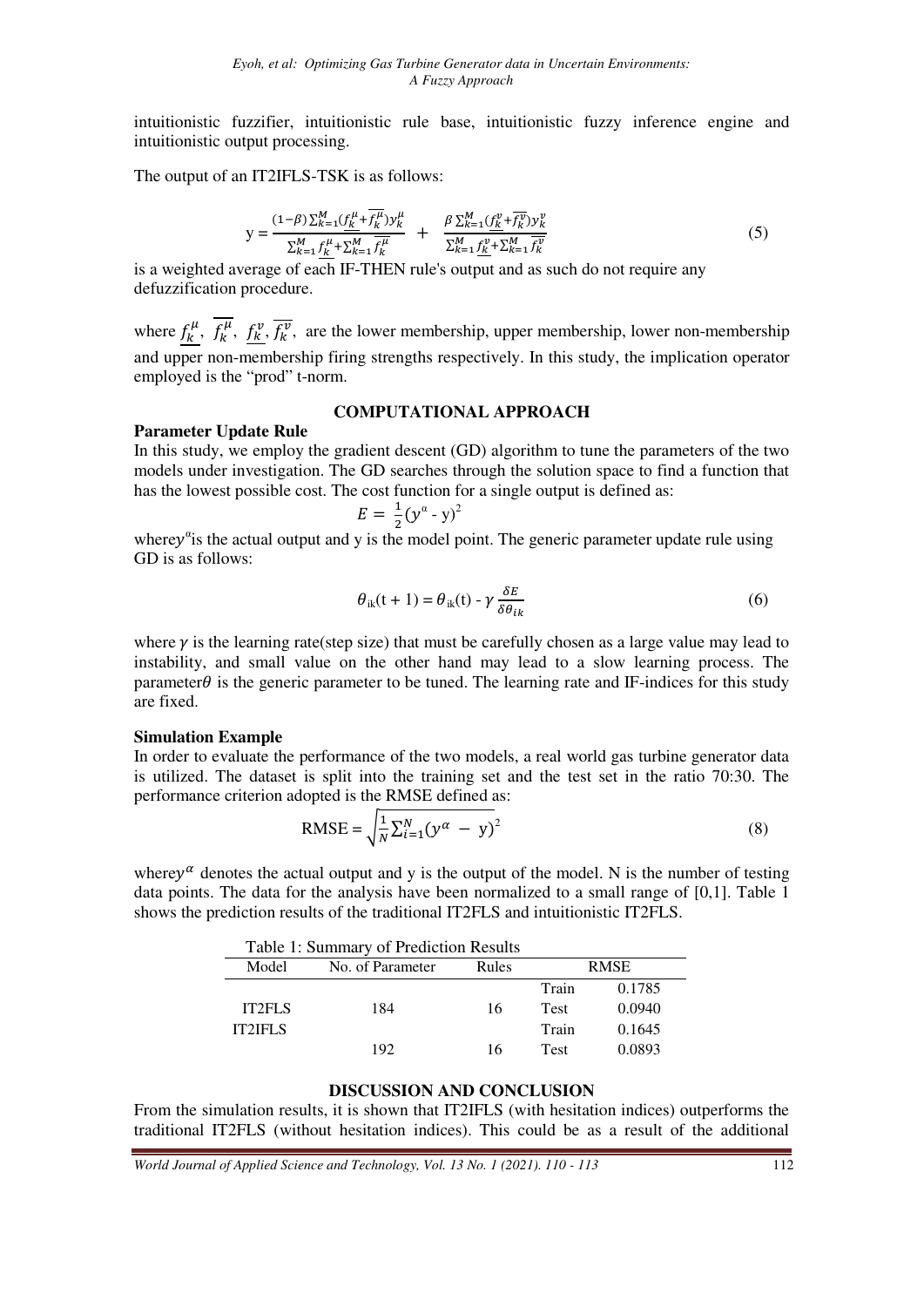intuitionistic fuzzifier, intuitionistic rule base, intuitionistic fuzzy inference engine and intuitionistic output processing.

The output of an IT2IFLS-TSK is as follows:

$$y = \frac{(1-\beta)\sum_{k=1}^{M}(\underline{f_k^{\mu}}+\overline{f_k^{\mu}})y_k^{\mu}}{\sum_{k=1}^{M}\underline{f_k^{\mu}}+\sum_{k=1}^{M}\overline{f_k^{\mu}}} + \frac{\beta\sum_{k=1}^{M}(\underline{f_k^{v}}+\overline{f_k^{v}})y_k^{v}}{\sum_{k=1}^{M}\underline{f_k^{v}}+\sum_{k=1}^{M}\overline{f_k^{v}}} \tag{5}$$

is a weighted average of each IF-THEN rule's output and as such do not require any defuzzification procedure.

where $\underline{f_k^{\mu}}$, $\overline{f_k^{\mu}}$, $\underline{f_k^{v}}$, $\overline{f_k^{v}}$, are the lower membership, upper membership, lower non-membership and upper non-membership firing strengths respectively. In this study, the implication operator employed is the "prod" t-norm.

## COMPUTATIONAL APPROACH

### Parameter Update Rule

In this study, we employ the gradient descent (GD) algorithm to tune the parameters of the two models under investigation. The GD searches through the solution space to find a function that has the lowest possible cost. The cost function for a single output is defined as:

$$E = \frac{1}{2}(y^{\alpha} - y)^2$$

where $y^{\alpha}$ is the actual output and y is the model point. The generic parameter update rule using GD is as follows:

$$\theta_{ik}(t+1) = \theta_{ik}(t) - \gamma\frac{\delta E}{\delta\theta_{ik}} \tag{6}$$

where $\gamma$ is the learning rate(step size) that must be carefully chosen as a large value may lead to instability, and small value on the other hand may lead to a slow learning process. The parameter $\theta$ is the generic parameter to be tuned. The learning rate and IF-indices for this study are fixed.

### Simulation Example

In order to evaluate the performance of the two models, a real world gas turbine generator data is utilized. The dataset is split into the training set and the test set in the ratio 70:30. The performance criterion adopted is the RMSE defined as:

$$\text{RMSE} = \sqrt{\frac{1}{N}\sum_{i=1}^{N}(y^{\alpha} - y)^2} \tag{8}$$

where $y^{\alpha}$ denotes the actual output and y is the output of the model. N is the number of testing data points. The data for the analysis have been normalized to a small range of [0,1]. Table 1 shows the prediction results of the traditional IT2FLS and intuitionistic IT2FLS.

Table 1: Summary of Prediction Results

| Model | No. of Parameter | Rules | RMSE | |
|---|---|---|---|---|
| | | | Train | 0.1785 |
| IT2FLS | 184 | 16 | Test | 0.0940 |
| IT2IFLS | | | Train | 0.1645 |
| | 192 | 16 | Test | 0.0893 |

## DISCUSSION AND CONCLUSION

From the simulation results, it is shown that IT2IFLS (with hesitation indices) outperforms the traditional IT2FLS (without hesitation indices). This could be as a result of the additional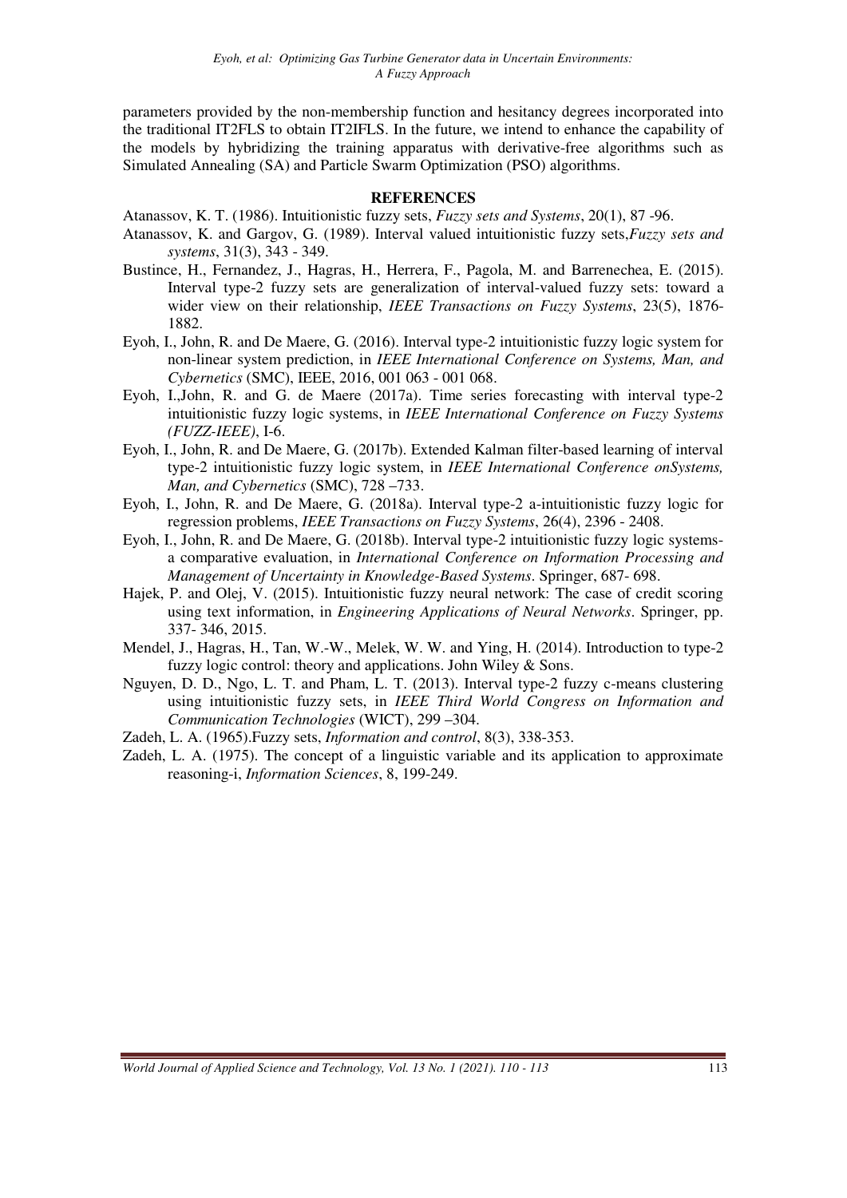parameters provided by the non-membership function and hesitancy degrees incorporated into the traditional IT2FLS to obtain IT2IFLS. In the future, we intend to enhance the capability of the models by hybridizing the training apparatus with derivative-free algorithms such as Simulated Annealing (SA) and Particle Swarm Optimization (PSO) algorithms.

## REFERENCES

Atanassov, K. T. (1986). Intuitionistic fuzzy sets, *Fuzzy sets and Systems*, 20(1), 87 -96.

Atanassov, K. and Gargov, G. (1989). Interval valued intuitionistic fuzzy sets,*Fuzzy sets and systems*, 31(3), 343 - 349.

Bustince, H., Fernandez, J., Hagras, H., Herrera, F., Pagola, M. and Barrenechea, E. (2015). Interval type-2 fuzzy sets are generalization of interval-valued fuzzy sets: toward a wider view on their relationship, *IEEE Transactions on Fuzzy Systems*, 23(5), 1876-1882.

Eyoh, I., John, R. and De Maere, G. (2016). Interval type-2 intuitionistic fuzzy logic system for non-linear system prediction, in *IEEE International Conference on Systems, Man, and Cybernetics* (SMC), IEEE, 2016, 001 063 - 001 068.

Eyoh, I.,John, R. and G. de Maere (2017a). Time series forecasting with interval type-2 intuitionistic fuzzy logic systems, in *IEEE International Conference on Fuzzy Systems (FUZZ-IEEE)*, I-6.

Eyoh, I., John, R. and De Maere, G. (2017b). Extended Kalman filter-based learning of interval type-2 intuitionistic fuzzy logic system, in *IEEE International Conference onSystems, Man, and Cybernetics* (SMC), 728 –733.

Eyoh, I., John, R. and De Maere, G. (2018a). Interval type-2 a-intuitionistic fuzzy logic for regression problems, *IEEE Transactions on Fuzzy Systems*, 26(4), 2396 - 2408.

Eyoh, I., John, R. and De Maere, G. (2018b). Interval type-2 intuitionistic fuzzy logic systems-a comparative evaluation, in *International Conference on Information Processing and Management of Uncertainty in Knowledge-Based Systems*. Springer, 687- 698.

Hajek, P. and Olej, V. (2015). Intuitionistic fuzzy neural network: The case of credit scoring using text information, in *Engineering Applications of Neural Networks*. Springer, pp. 337- 346, 2015.

Mendel, J., Hagras, H., Tan, W.-W., Melek, W. W. and Ying, H. (2014). Introduction to type-2 fuzzy logic control: theory and applications. John Wiley & Sons.

Nguyen, D. D., Ngo, L. T. and Pham, L. T. (2013). Interval type-2 fuzzy c-means clustering using intuitionistic fuzzy sets, in *IEEE Third World Congress on Information and Communication Technologies* (WICT), 299 –304.

Zadeh, L. A. (1965).Fuzzy sets, *Information and control*, 8(3), 338-353.

Zadeh, L. A. (1975). The concept of a linguistic variable and its application to approximate reasoning-i, *Information Sciences*, 8, 199-249.